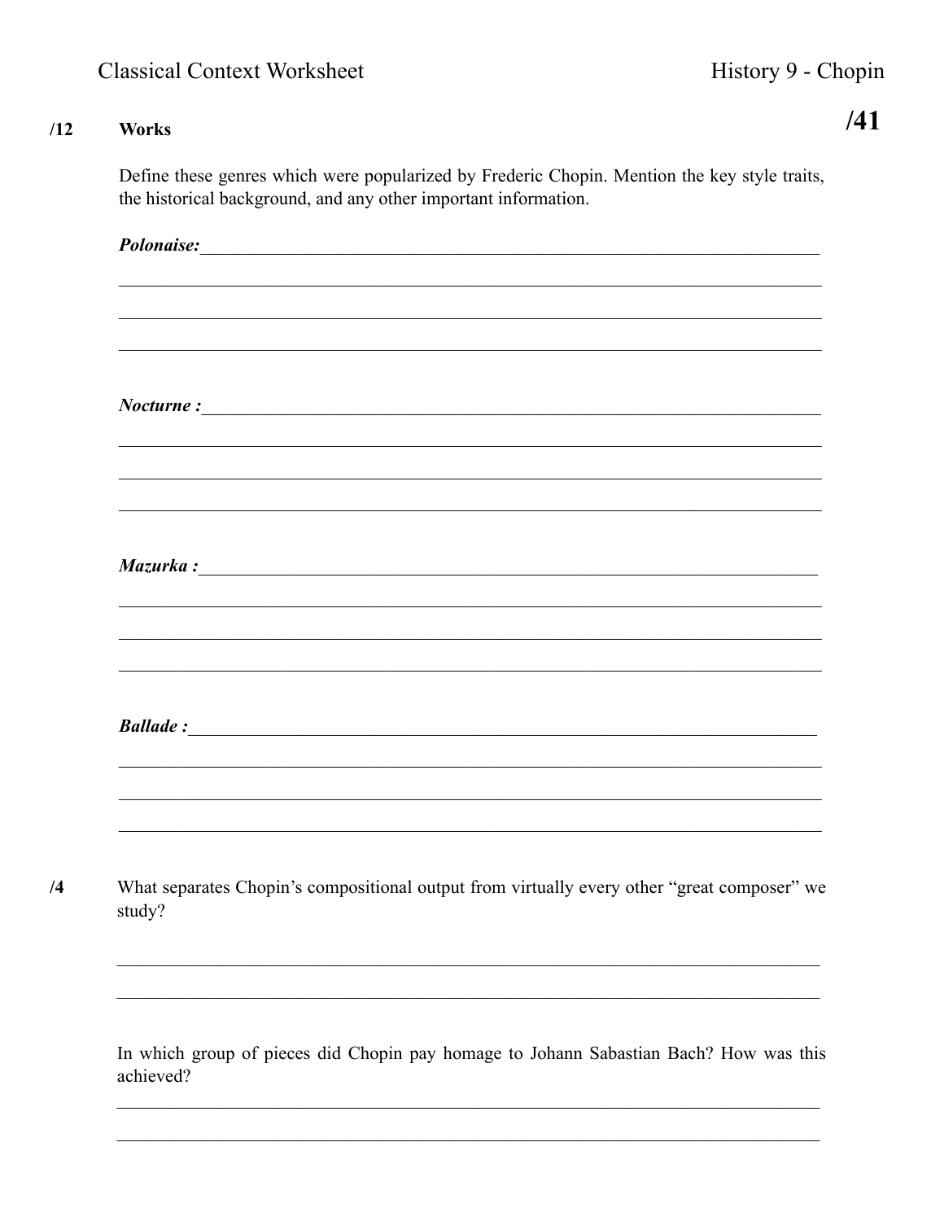Classical Context Worksheet — History 9 - Chopin

**/41**

**/12 Works**

Define these genres which were popularized by Frederic Chopin. Mention the key style traits, the historical background, and any other important information.

***Polonaise:***\_\_\_\_\_\_\_\_\_\_\_\_\_\_\_\_\_\_\_\_\_\_\_\_\_\_\_\_\_\_\_\_\_\_\_\_\_\_\_\_

\_\_\_\_\_\_\_\_\_\_\_\_\_\_\_\_\_\_\_\_\_\_\_\_\_\_\_\_\_\_\_\_\_\_\_\_\_\_\_\_\_\_\_\_\_\_\_\_

\_\_\_\_\_\_\_\_\_\_\_\_\_\_\_\_\_\_\_\_\_\_\_\_\_\_\_\_\_\_\_\_\_\_\_\_\_\_\_\_\_\_\_\_\_\_\_\_

\_\_\_\_\_\_\_\_\_\_\_\_\_\_\_\_\_\_\_\_\_\_\_\_\_\_\_\_\_\_\_\_\_\_\_\_\_\_\_\_\_\_\_\_\_\_\_\_

***Nocturne :***\_\_\_\_\_\_\_\_\_\_\_\_\_\_\_\_\_\_\_\_\_\_\_\_\_\_\_\_\_\_\_\_\_\_\_\_\_\_\_\_

\_\_\_\_\_\_\_\_\_\_\_\_\_\_\_\_\_\_\_\_\_\_\_\_\_\_\_\_\_\_\_\_\_\_\_\_\_\_\_\_\_\_\_\_\_\_\_\_

\_\_\_\_\_\_\_\_\_\_\_\_\_\_\_\_\_\_\_\_\_\_\_\_\_\_\_\_\_\_\_\_\_\_\_\_\_\_\_\_\_\_\_\_\_\_\_\_

\_\_\_\_\_\_\_\_\_\_\_\_\_\_\_\_\_\_\_\_\_\_\_\_\_\_\_\_\_\_\_\_\_\_\_\_\_\_\_\_\_\_\_\_\_\_\_\_

***Mazurka :***\_\_\_\_\_\_\_\_\_\_\_\_\_\_\_\_\_\_\_\_\_\_\_\_\_\_\_\_\_\_\_\_\_\_\_\_\_\_\_\_

\_\_\_\_\_\_\_\_\_\_\_\_\_\_\_\_\_\_\_\_\_\_\_\_\_\_\_\_\_\_\_\_\_\_\_\_\_\_\_\_\_\_\_\_\_\_\_\_

\_\_\_\_\_\_\_\_\_\_\_\_\_\_\_\_\_\_\_\_\_\_\_\_\_\_\_\_\_\_\_\_\_\_\_\_\_\_\_\_\_\_\_\_\_\_\_\_

\_\_\_\_\_\_\_\_\_\_\_\_\_\_\_\_\_\_\_\_\_\_\_\_\_\_\_\_\_\_\_\_\_\_\_\_\_\_\_\_\_\_\_\_\_\_\_\_

***Ballade :***\_\_\_\_\_\_\_\_\_\_\_\_\_\_\_\_\_\_\_\_\_\_\_\_\_\_\_\_\_\_\_\_\_\_\_\_\_\_\_\_

\_\_\_\_\_\_\_\_\_\_\_\_\_\_\_\_\_\_\_\_\_\_\_\_\_\_\_\_\_\_\_\_\_\_\_\_\_\_\_\_\_\_\_\_\_\_\_\_

\_\_\_\_\_\_\_\_\_\_\_\_\_\_\_\_\_\_\_\_\_\_\_\_\_\_\_\_\_\_\_\_\_\_\_\_\_\_\_\_\_\_\_\_\_\_\_\_

\_\_\_\_\_\_\_\_\_\_\_\_\_\_\_\_\_\_\_\_\_\_\_\_\_\_\_\_\_\_\_\_\_\_\_\_\_\_\_\_\_\_\_\_\_\_\_\_

**/4** What separates Chopin's compositional output from virtually every other "great composer" we study?

\_\_\_\_\_\_\_\_\_\_\_\_\_\_\_\_\_\_\_\_\_\_\_\_\_\_\_\_\_\_\_\_\_\_\_\_\_\_\_\_\_\_\_\_\_\_\_\_

\_\_\_\_\_\_\_\_\_\_\_\_\_\_\_\_\_\_\_\_\_\_\_\_\_\_\_\_\_\_\_\_\_\_\_\_\_\_\_\_\_\_\_\_\_\_\_\_

In which group of pieces did Chopin pay homage to Johann Sabastian Bach? How was this achieved?

\_\_\_\_\_\_\_\_\_\_\_\_\_\_\_\_\_\_\_\_\_\_\_\_\_\_\_\_\_\_\_\_\_\_\_\_\_\_\_\_\_\_\_\_\_\_\_\_

\_\_\_\_\_\_\_\_\_\_\_\_\_\_\_\_\_\_\_\_\_\_\_\_\_\_\_\_\_\_\_\_\_\_\_\_\_\_\_\_\_\_\_\_\_\_\_\_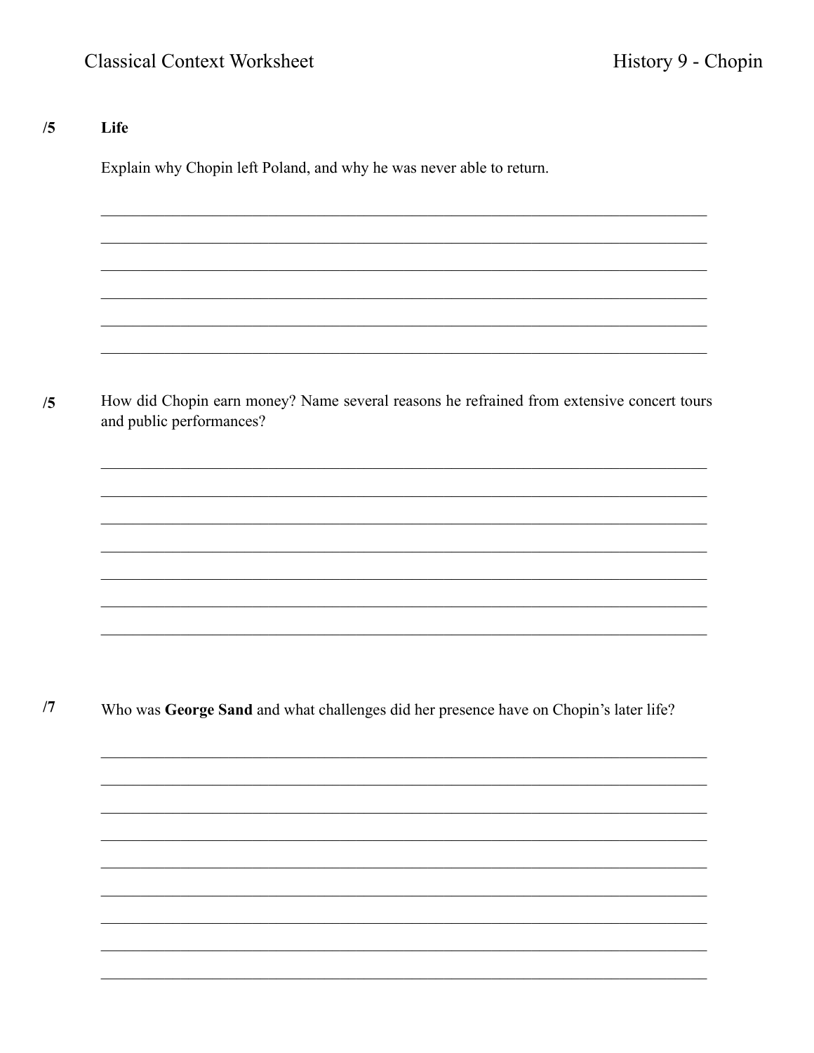Classical Context Worksheet History 9 - Chopin

/5 **Life**

Explain why Chopin left Poland, and why he was never able to return.

______________________________________________________________________________

______________________________________________________________________________

______________________________________________________________________________

______________________________________________________________________________

______________________________________________________________________________

______________________________________________________________________________

/5 How did Chopin earn money? Name several reasons he refrained from extensive concert tours and public performances?

______________________________________________________________________________

______________________________________________________________________________

______________________________________________________________________________

______________________________________________________________________________

______________________________________________________________________________

______________________________________________________________________________

______________________________________________________________________________

/7 Who was **George Sand** and what challenges did her presence have on Chopin's later life?

______________________________________________________________________________

______________________________________________________________________________

______________________________________________________________________________

______________________________________________________________________________

______________________________________________________________________________

______________________________________________________________________________

______________________________________________________________________________

______________________________________________________________________________

______________________________________________________________________________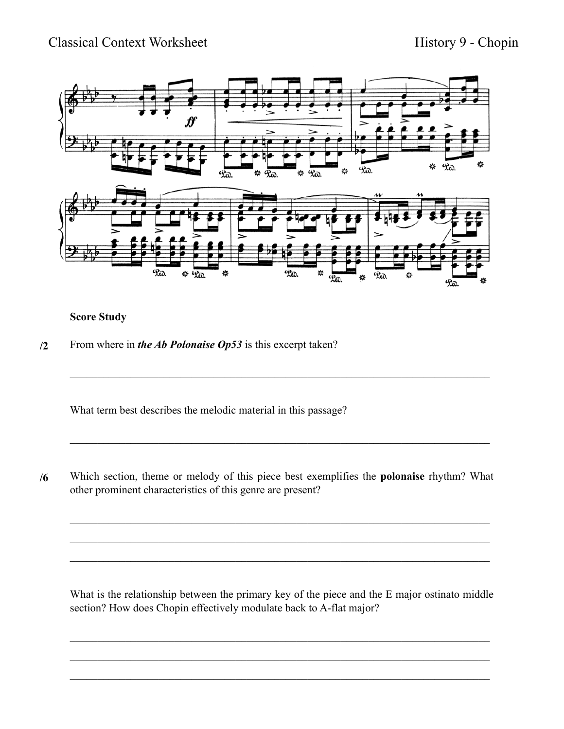Classical Context Worksheet History 9 - Chopin

**Score Study**

**/2** From where in ***the Ab Polonaise Op53*** is this excerpt taken?

___

What term best describes the melodic material in this passage?

___

**/6** Which section, theme or melody of this piece best exemplifies the **polonaise** rhythm? What other prominent characteristics of this genre are present?

___

___

___

What is the relationship between the primary key of the piece and the E major ostinato middle section? How does Chopin effectively modulate back to A-flat major?

___

___

___